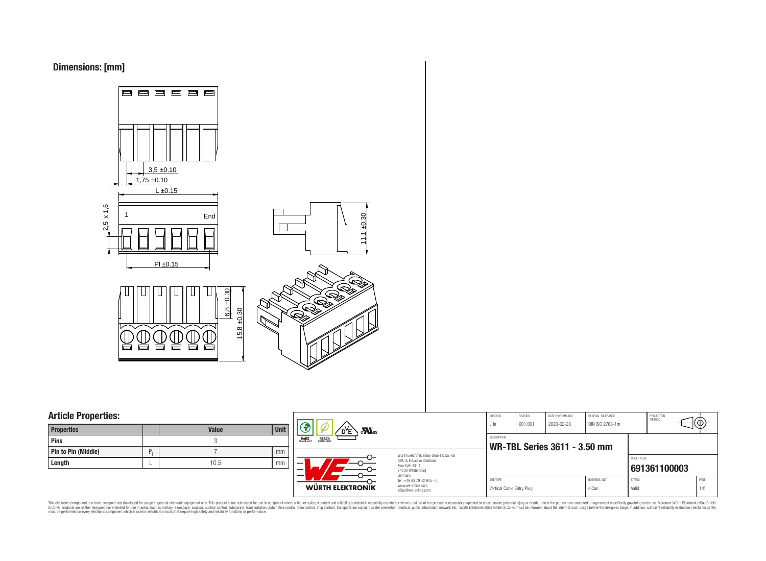## Dimensions: [mm]

3,5 ±0.10

1,75 ±0.10

L ±0.15

2,5 x 1,6

1

End

Pl ±0.15

11,1 ±0.30

6,8 ±0.30

15,8 ±0.30

## Article Properties:

| Properties | | Value | Unit |
|---|---|---|---|
| Pins | | 3 | |
| Pin to Pin (Middle) | $P_l$ | 7 | mm |
| Length | L | 10.5 | mm |

RoHS COMPLIANT REACh COMPLIANT

Würth Elektronik eiSos GmbH & Co. KG
EMC & Inductive Solutions
Max-Eyth-Str. 1
74638 Waldenburg
Germany
Tel. +49 (0) 79 42 945 - 0
www.we-online.com
eiSos@we-online.com

WÜRTH ELEKTRONIK

| CHECKED | REVISION | DATE (YYYY-MM-DD) | GENERAL TOLERANCE | PROJECTION METHOD |
|---|---|---|---|---|
| JHe | 001.001 | 2020-02-28 | DIN ISO 2768-1m | |

DESCRIPTION

**WR-TBL Series 3611 - 3.50 mm**

ORDER CODE

**691361100003**

| SIZE/TYPE | BUSINESS UNIT | STATUS | PAGE |
|---|---|---|---|
| Vertical Cable Entry Plug | eiCan | Valid | 1/5 |

This electronic component has been designed and developed for usage in general electronic equipment only. This product is not authorized for use in equipment where a higher safety standard and reliability standard is especially required or where a failure of the product is reasonably expected to cause severe personal injury or death, unless the parties have executed an agreement specifically governing such use. Moreover Würth Elektronik eiSos GmbH & Co KG products are neither designed nor intended for use in areas such as military, aerospace, aviation, nuclear control, submarine, transportation (automotive control, train control, ship control), transportation signal, disaster prevention, medical, public information network etc.. Würth Elektronik eiSos GmbH & Co KG must be informed about the intent of such usage before the design-in stage. In addition, sufficient reliability evaluation checks for safety must be performed on every electronic component which is used in electrical circuits that require high safety and reliability functions or performance.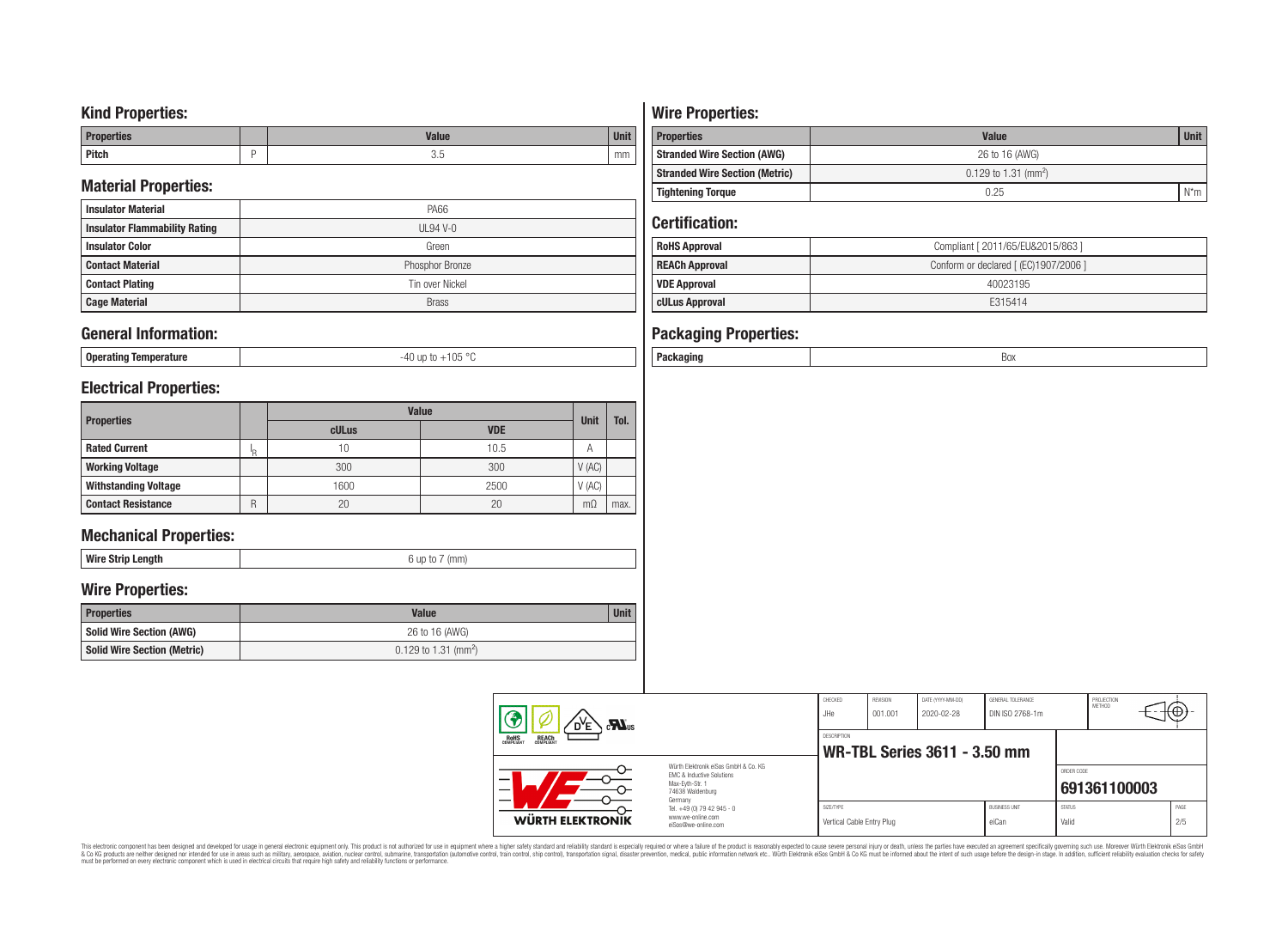## Kind Properties:

| Properties | | Value | Unit |
|---|---|---|---|
| Pitch | P | 3.5 | mm |

## Material Properties:

| | |
|---|---|
| Insulator Material | PA66 |
| Insulator Flammability Rating | UL94 V-0 |
| Insulator Color | Green |
| Contact Material | Phosphor Bronze |
| Contact Plating | Tin over Nickel |
| Cage Material | Brass |

## General Information:

| | |
|---|---|
| Operating Temperature | -40 up to +105 °C |

## Electrical Properties:

| Properties | | Value | | Unit | Tol. |
|---|---|---|---|---|---|
| | | cULus | VDE | | |
| Rated Current | $I_R$ | 10 | 10.5 | A | |
| Working Voltage | | 300 | 300 | V (AC) | |
| Withstanding Voltage | | 1600 | 2500 | V (AC) | |
| Contact Resistance | R | 20 | 20 | mΩ | max. |

## Mechanical Properties:

| | |
|---|---|
| Wire Strip Length | 6 up to 7 (mm) |

## Wire Properties:

| Properties | Value | Unit |
|---|---|---|
| Solid Wire Section (AWG) | 26 to 16 (AWG) | |
| Solid Wire Section (Metric) | 0.129 to 1.31 ($mm^2$) | |

## Wire Properties:

| Properties | Value | Unit |
|---|---|---|
| Stranded Wire Section (AWG) | 26 to 16 (AWG) | |
| Stranded Wire Section (Metric) | 0.129 to 1.31 ($mm^2$) | |
| Tightening Torque | 0.25 | N*m |

## Certification:

| | |
|---|---|
| RoHS Approval | Compliant [ 2011/65/EU&2015/863 ] |
| REACh Approval | Conform or declared [ (EC)1907/2006 ] |
| VDE Approval | 40023195 |
| cULus Approval | E315414 |

## Packaging Properties:

| | |
|---|---|
| Packaging | Box |

| CHECKED | REVISION | DATE (YYYY-MM-DD) | GENERAL TOLERANCE | PROJECTION METHOD |
|---|---|---|---|---|
| JHe | 001.001 | 2020-02-28 | DIN ISO 2768-1m | |

DESCRIPTION: **WR-TBL Series 3611 - 3.50 mm**

ORDER CODE: **691361100003**

| SIZE/TYPE | BUSINESS UNIT | STATUS | PAGE |
|---|---|---|---|
| Vertical Cable Entry Plug | eiCan | Valid | 2/5 |

Würth Elektronik eiSos GmbH & Co. KG
EMC & Inductive Solutions
Max-Eyth-Str. 1
74638 Waldenburg
Germany
Tel. +49 (0) 79 42 945 - 0
www.we-online.com
eiSos@we-online.com

This electronic component has been designed and developed for usage in general electronic equipment only. This product is not authorized for use in equipment where a higher safety standard and reliability standard is especially required or where a failure of the product is reasonably expected to cause severe personal injury or death, unless the parties have executed an agreement specifically governing such use. Moreover Würth Elektronik eiSos GmbH & Co KG products are neither designed nor intended for use in areas such as military, aerospace, aviation, nuclear control, submarine, transportation (automotive control, train control, ship control), transportation signal, disaster prevention, medical, public information network etc.. Würth Elektronik eiSos GmbH & Co KG must be informed about the intent of such usage before the design-in stage. In addition, sufficient reliability evaluation checks for safety must be performed on every electronic component which is used in electrical circuits that require high safety and reliability functions or performance.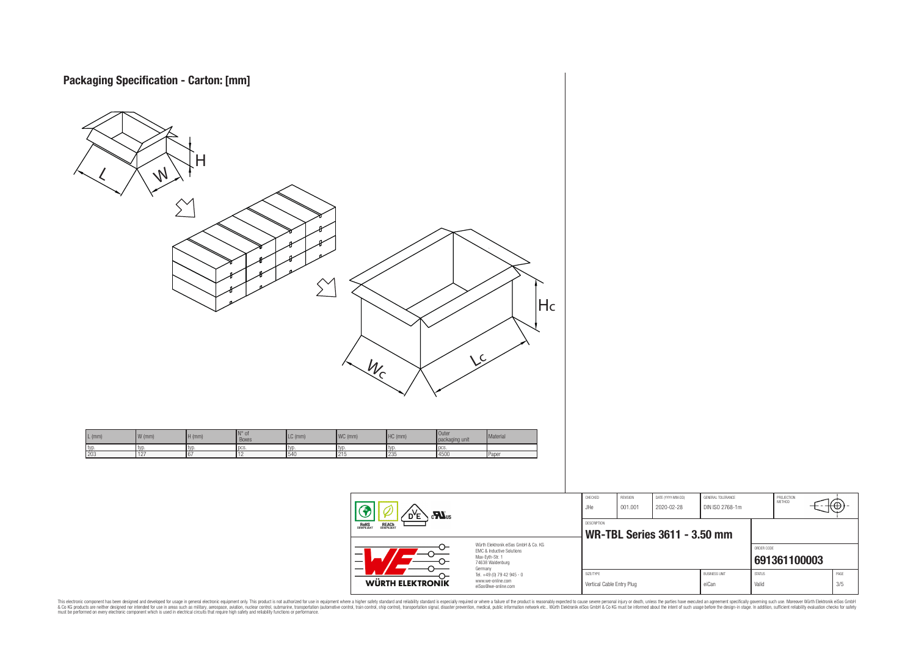# Packaging Specification - Carton: [mm]

| L (mm) | W (mm) | H (mm) | N° of Boxes | LC (mm) | WC (mm) | HC (mm) | Outer packaging unit | Material |
|---|---|---|---|---|---|---|---|---|
| typ. | typ. | typ. | pcs. | typ. | typ. | typ. | pcs. | |
| 203 | 127 | 67 | 12 | 540 | 215 | 235 | 4500 | Paper |

| CHECKED | REVISION | DATE (YYYY-MM-DD) | GENERAL TOLERANCE | PROJECTION METHOD |
|---|---|---|---|---|
| JHe | 001.001 | 2020-02-28 | DIN ISO 2768-1m | |

DESCRIPTION

**WR-TBL Series 3611 - 3.50 mm**

ORDER CODE

**691361100003**

| SIZE/TYPE | BUSINESS UNIT | STATUS | PAGE |
|---|---|---|---|
| Vertical Cable Entry Plug | eiCan | Valid | 3/5 |

Würth Elektronik eiSos GmbH & Co. KG
EMC & Inductive Solutions
Max-Eyth-Str. 1
74638 Waldenburg
Germany
Tel. +49 (0) 79 42 945 - 0
www.we-online.com
eiSos@we-online.com

This electronic component has been designed and developed for usage in general electronic equipment only. This product is not authorized for use in equipment where a higher safety standard and reliability standard is especially required or where a failure of the product is reasonably expected to cause severe personal injury or death, unless the parties have executed an agreement specifically governing such use. Moreover Würth Elektronik eiSos GmbH & Co KG products are neither designed nor intended for use in areas such as military, aerospace, aviation, nuclear control, submarine, transportation (automotive control, train control, ship control), transportation signal, disaster prevention, medical, public information network etc.. Würth Elektronik eiSos GmbH & Co KG must be informed about the intent of such usage before the design-in stage. In addition, sufficient reliability evaluation checks for safety must be performed on every electronic component which is used in electrical circuits that require high safety and reliability functions or performance.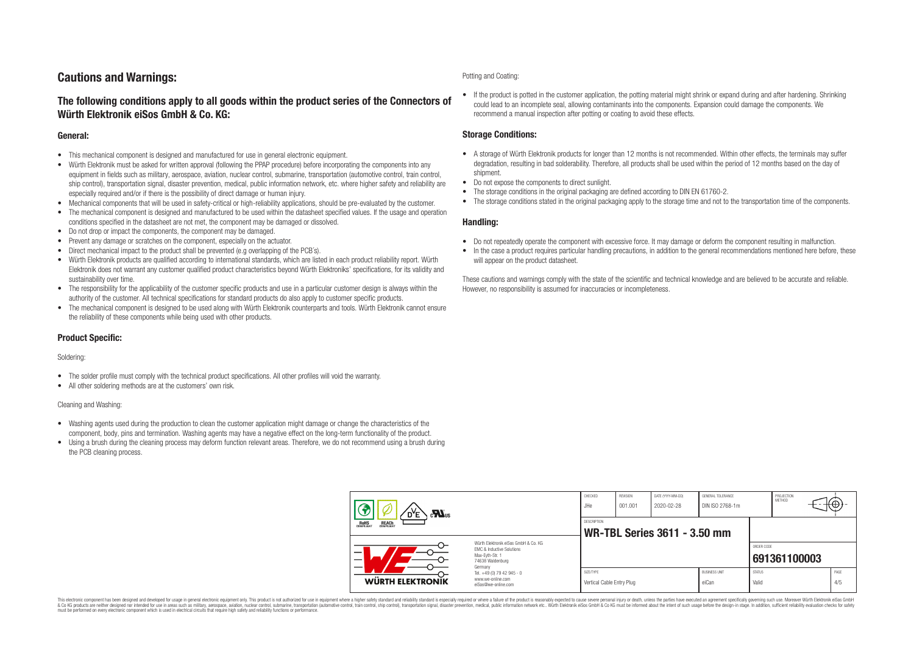# Cautions and Warnings:

## The following conditions apply to all goods within the product series of the Connectors of Würth Elektronik eiSos GmbH & Co. KG:

### General:

- This mechanical component is designed and manufactured for use in general electronic equipment.
- Würth Elektronik must be asked for written approval (following the PPAP procedure) before incorporating the components into any equipment in fields such as military, aerospace, aviation, nuclear control, submarine, transportation (automotive control, train control, ship control), transportation signal, disaster prevention, medical, public information network, etc. where higher safety and reliability are especially required and/or if there is the possibility of direct damage or human injury.
- Mechanical components that will be used in safety-critical or high-reliability applications, should be pre-evaluated by the customer.
- The mechanical component is designed and manufactured to be used within the datasheet specified values. If the usage and operation conditions specified in the datasheet are not met, the component may be damaged or dissolved.
- Do not drop or impact the components, the component may be damaged.
- Prevent any damage or scratches on the component, especially on the actuator.
- Direct mechanical impact to the product shall be prevented (e.g overlapping of the PCB´s).
- Würth Elektronik products are qualified according to international standards, which are listed in each product reliability report. Würth Elektronik does not warrant any customer qualified product characteristics beyond Würth Elektroniks' specifications, for its validity and sustainability over time.
- The responsibility for the applicability of the customer specific products and use in a particular customer design is always within the authority of the customer. All technical specifications for standard products do also apply to customer specific products.
- The mechanical component is designed to be used along with Würth Elektronik counterparts and tools. Würth Elektronik cannot ensure the reliability of these components while being used with other products.

### Product Specific:

Soldering:

- The solder profile must comply with the technical product specifications. All other profiles will void the warranty.
- All other soldering methods are at the customers' own risk.

Cleaning and Washing:

- Washing agents used during the production to clean the customer application might damage or change the characteristics of the component, body, pins and termination. Washing agents may have a negative effect on the long-term functionality of the product.
- Using a brush during the cleaning process may deform function relevant areas. Therefore, we do not recommend using a brush during the PCB cleaning process.

Potting and Coating:

- If the product is potted in the customer application, the potting material might shrink or expand during and after hardening. Shrinking could lead to an incomplete seal, allowing contaminants into the components. Expansion could damage the components. We recommend a manual inspection after potting or coating to avoid these effects.

### Storage Conditions:

- A storage of Würth Elektronik products for longer than 12 months is not recommended. Within other effects, the terminals may suffer degradation, resulting in bad solderability. Therefore, all products shall be used within the period of 12 months based on the day of shipment.
- Do not expose the components to direct sunlight.
- The storage conditions in the original packaging are defined according to DIN EN 61760-2.
- The storage conditions stated in the original packaging apply to the storage time and not to the transportation time of the components.

### Handling:

- Do not repeatedly operate the component with excessive force. It may damage or deform the component resulting in malfunction.
- In the case a product requires particular handling precautions, in addition to the general recommendations mentioned here before, these will appear on the product datasheet.

These cautions and warnings comply with the state of the scientific and technical knowledge and are believed to be accurate and reliable. However, no responsibility is assumed for inaccuracies or incompleteness.

| CHECKED | REVISION | DATE (YYYY-MM-DD) | GENERAL TOLERANCE | PROJECTION METHOD |
|---|---|---|---|---|
| JHe | 001.001 | 2020-02-28 | DIN ISO 2768-1m | |

DESCRIPTION: **WR-TBL Series 3611 - 3.50 mm**

ORDER CODE: **691361100003**

| SIZE/TYPE | BUSINESS UNIT | STATUS | PAGE |
|---|---|---|---|
| Vertical Cable Entry Plug | eiCan | Valid | 4/5 |

Würth Elektronik eiSos GmbH & Co. KG
EMC & Inductive Solutions
Max-Eyth-Str. 1
74638 Waldenburg
Germany
Tel. +49 (0) 79 42 945 - 0
www.we-online.com
eiSos@we-online.com

This electronic component has been designed and developed for usage in general electronic equipment only. This product is not authorized for use in equipment where a higher safety standard and reliability standard is especially required or where a failure of the product is reasonably expected to cause severe personal injury or death, unless the parties have executed an agreement specifically governing such use. Moreover Würth Elektronik eiSos GmbH & Co KG products are neither designed nor intended for use in areas such as military, aerospace, aviation, nuclear control, submarine, transportation (automotive control, train control, ship control), transportation signal, disaster prevention, medical, public information network etc.. Würth Elektronik eiSos GmbH & Co KG must be informed about the intent of such usage before the design-in stage. In addition, sufficient reliability evaluation checks for safety must be performed on every electronic component which is used in electrical circuits that require high safety and reliability functions or performance.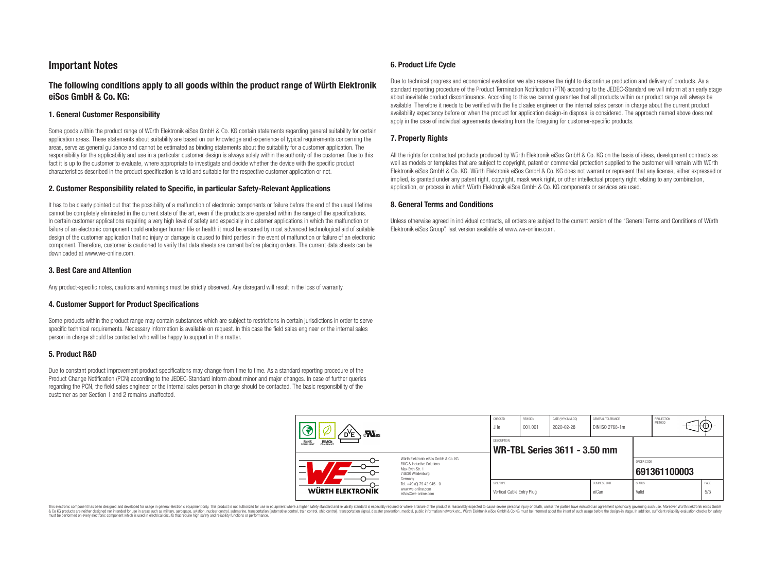# Important Notes

## The following conditions apply to all goods within the product range of Würth Elektronik eiSos GmbH & Co. KG:

### 1. General Customer Responsibility

Some goods within the product range of Würth Elektronik eiSos GmbH & Co. KG contain statements regarding general suitability for certain application areas. These statements about suitability are based on our knowledge and experience of typical requirements concerning the areas, serve as general guidance and cannot be estimated as binding statements about the suitability for a customer application. The responsibility for the applicability and use in a particular customer design is always solely within the authority of the customer. Due to this fact it is up to the customer to evaluate, where appropriate to investigate and decide whether the device with the specific product characteristics described in the product specification is valid and suitable for the respective customer application or not.

### 2. Customer Responsibility related to Specific, in particular Safety-Relevant Applications

It has to be clearly pointed out that the possibility of a malfunction of electronic components or failure before the end of the usual lifetime cannot be completely eliminated in the current state of the art, even if the products are operated within the range of the specifications. In certain customer applications requiring a very high level of safety and especially in customer applications in which the malfunction or failure of an electronic component could endanger human life or health it must be ensured by most advanced technological aid of suitable design of the customer application that no injury or damage is caused to third parties in the event of malfunction or failure of an electronic component. Therefore, customer is cautioned to verify that data sheets are current before placing orders. The current data sheets can be downloaded at www.we-online.com.

### 3. Best Care and Attention

Any product-specific notes, cautions and warnings must be strictly observed. Any disregard will result in the loss of warranty.

### 4. Customer Support for Product Specifications

Some products within the product range may contain substances which are subject to restrictions in certain jurisdictions in order to serve specific technical requirements. Necessary information is available on request. In this case the field sales engineer or the internal sales person in charge should be contacted who will be happy to support in this matter.

### 5. Product R&D

Due to constant product improvement product specifications may change from time to time. As a standard reporting procedure of the Product Change Notification (PCN) according to the JEDEC-Standard inform about minor and major changes. In case of further queries regarding the PCN, the field sales engineer or the internal sales person in charge should be contacted. The basic responsibility of the customer as per Section 1 and 2 remains unaffected.

### 6. Product Life Cycle

Due to technical progress and economical evaluation we also reserve the right to discontinue production and delivery of products. As a standard reporting procedure of the Product Termination Notification (PTN) according to the JEDEC-Standard we will inform at an early stage about inevitable product discontinuance. According to this we cannot guarantee that all products within our product range will always be available. Therefore it needs to be verified with the field sales engineer or the internal sales person in charge about the current product availability expectancy before or when the product for application design-in disposal is considered. The approach named above does not apply in the case of individual agreements deviating from the foregoing for customer-specific products.

### 7. Property Rights

All the rights for contractual products produced by Würth Elektronik eiSos GmbH & Co. KG on the basis of ideas, development contracts as well as models or templates that are subject to copyright, patent or commercial protection supplied to the customer will remain with Würth Elektronik eiSos GmbH & Co. KG. Würth Elektronik eiSos GmbH & Co. KG does not warrant or represent that any license, either expressed or implied, is granted under any patent right, copyright, mask work right, or other intellectual property right relating to any combination, application, or process in which Würth Elektronik eiSos GmbH & Co. KG components or services are used.

### 8. General Terms and Conditions

Unless otherwise agreed in individual contracts, all orders are subject to the current version of the "General Terms and Conditions of Würth Elektronik eiSos Group", last version available at www.we-online.com.

| | | | | | | | |
|---|---|---|---|---|---|---|---|
| RoHS COMPLIANT / REACh COMPLIANT | CHECKED JHe | REVISION 001.001 | DATE (YYYY-MM-DD) 2020-02-28 | GENERAL TOLERANCE DIN ISO 2768-1m | | PROJECTION METHOD | |
| | DESCRIPTION **WR-TBL Series 3611 - 3.50 mm** | | | | | | |
| WÜRTH ELEKTRONIK — Würth Elektronik eiSos GmbH & Co. KG, EMC & Inductive Solutions, Max-Eyth-Str. 1, 74638 Waldenburg, Germany, Tel. +49 (0) 79 42 945 - 0, www.we-online.com, eiSos@we-online.com | | | | | ORDER CODE **691361100003** | | |
| | SIZE/TYPE Vertical Cable Entry Plug | | | BUSINESS UNIT eiCan | STATUS Valid | | PAGE 5/5 |

This electronic component has been designed and developed for usage in general electronic equipment only. This product is not authorized for use in equipment where a higher safety standard and reliability standard is especially required or where a failure of the product is reasonably expected to cause severe personal injury or death, unless the parties have executed an agreement specifically governing such use. Moreover Würth Elektronik eiSos GmbH & Co KG products are neither designed nor intended for use in areas such as military, aerospace, aviation, nuclear control, submarine, transportation (automotive control, train control, ship control), transportation signal, disaster prevention, medical, public information network etc.. Würth Elektronik eiSos GmbH & Co KG must be informed about the intent of such usage before the design-in stage. In addition, sufficient reliability evaluation checks for safety must be performed on every electronic component which is used in electrical circuits that require high safety and reliability functions or performance.